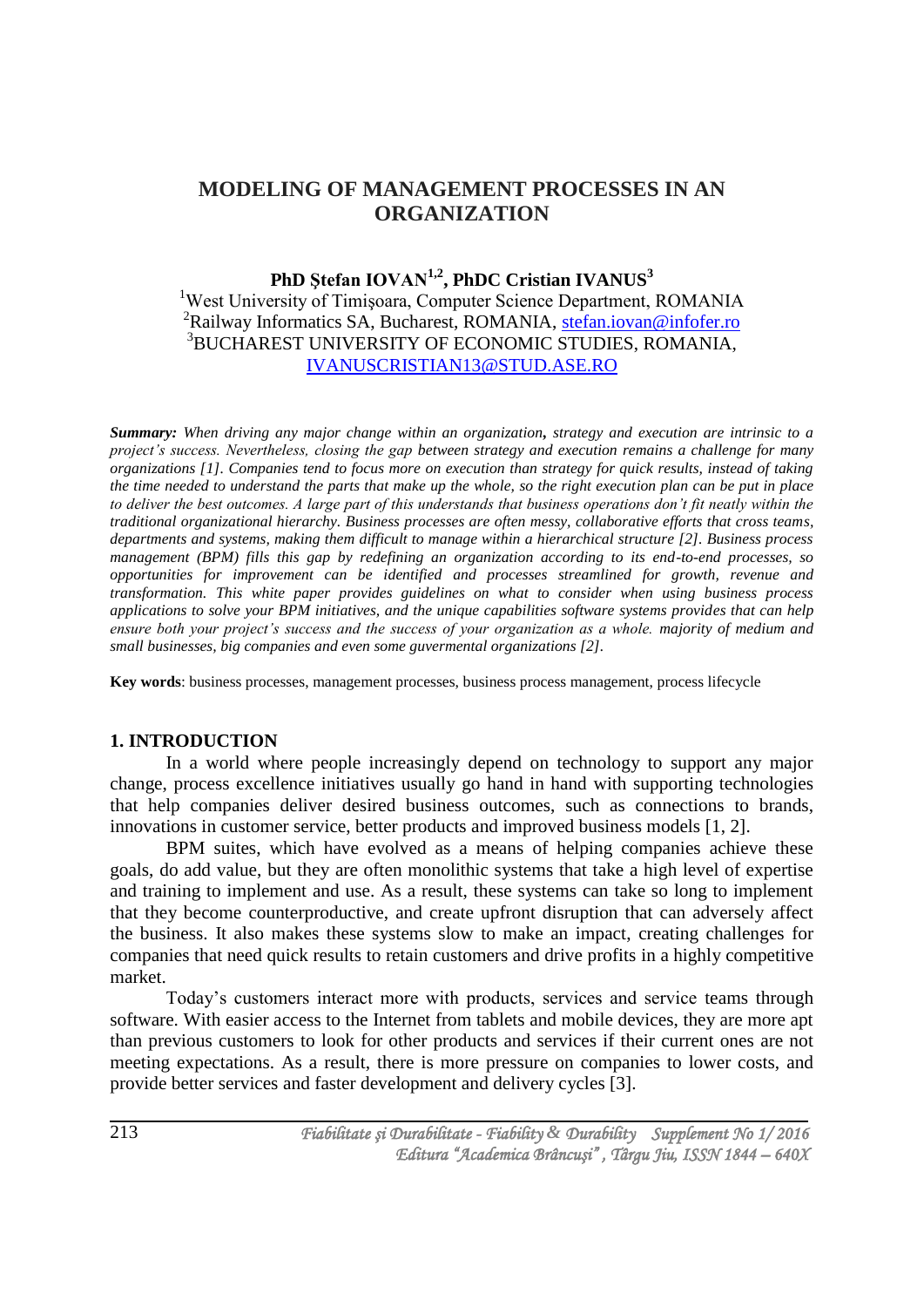# MODELING OF MANAGEMENT PROCESSES IN AN ORGANIZATION

**PhD Ștefan IOVAN[1,2], PhDC Cristian IVANUS[3]**

[1]West University of Timişoara, Computer Science Department, ROMANIA
[2]Railway Informatics SA, Bucharest, ROMANIA, stefan.iovan@infofer.ro
[3]BUCHAREST UNIVERSITY OF ECONOMIC STUDIES, ROMANIA, IVANUSCRISTIAN13@STUD.ASE.RO

***Summary:*** *When driving any major change within an organization, strategy and execution are intrinsic to a project's success. Nevertheless, closing the gap between strategy and execution remains a challenge for many organizations [1]. Companies tend to focus more on execution than strategy for quick results, instead of taking the time needed to understand the parts that make up the whole, so the right execution plan can be put in place to deliver the best outcomes. A large part of this understands that business operations don't fit neatly within the traditional organizational hierarchy. Business processes are often messy, collaborative efforts that cross teams, departments and systems, making them difficult to manage within a hierarchical structure [2]. Business process management (BPM) fills this gap by redefining an organization according to its end-to-end processes, so opportunities for improvement can be identified and processes streamlined for growth, revenue and transformation. This white paper provides guidelines on what to consider when using business process applications to solve your BPM initiatives, and the unique capabilities software systems provides that can help ensure both your project's success and the success of your organization as a whole. majority of medium and small businesses, big companies and even some guvermental organizations [2].*

**Key words**: business processes, management processes, business process management, process lifecycle

## 1. INTRODUCTION

In a world where people increasingly depend on technology to support any major change, process excellence initiatives usually go hand in hand with supporting technologies that help companies deliver desired business outcomes, such as connections to brands, innovations in customer service, better products and improved business models [1, 2].

BPM suites, which have evolved as a means of helping companies achieve these goals, do add value, but they are often monolithic systems that take a high level of expertise and training to implement and use. As a result, these systems can take so long to implement that they become counterproductive, and create upfront disruption that can adversely affect the business. It also makes these systems slow to make an impact, creating challenges for companies that need quick results to retain customers and drive profits in a highly competitive market.

Today's customers interact more with products, services and service teams through software. With easier access to the Internet from tablets and mobile devices, they are more apt than previous customers to look for other products and services if their current ones are not meeting expectations. As a result, there is more pressure on companies to lower costs, and provide better services and faster development and delivery cycles [3].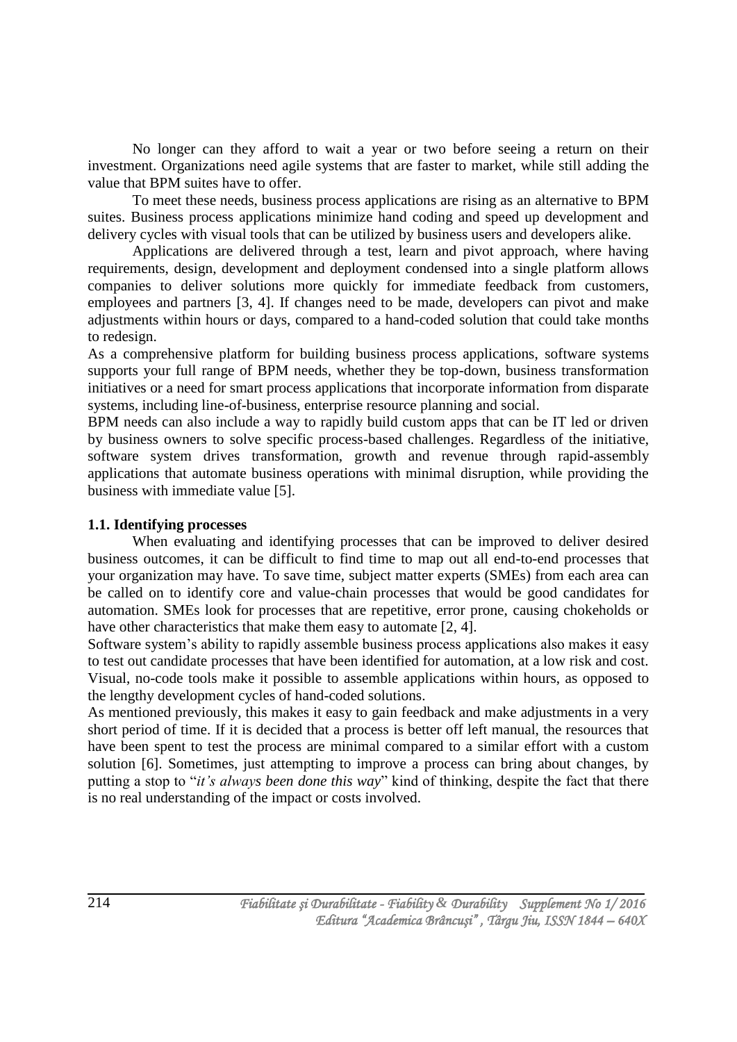No longer can they afford to wait a year or two before seeing a return on their investment. Organizations need agile systems that are faster to market, while still adding the value that BPM suites have to offer.

To meet these needs, business process applications are rising as an alternative to BPM suites. Business process applications minimize hand coding and speed up development and delivery cycles with visual tools that can be utilized by business users and developers alike.

Applications are delivered through a test, learn and pivot approach, where having requirements, design, development and deployment condensed into a single platform allows companies to deliver solutions more quickly for immediate feedback from customers, employees and partners [3, 4]. If changes need to be made, developers can pivot and make adjustments within hours or days, compared to a hand-coded solution that could take months to redesign.

As a comprehensive platform for building business process applications, software systems supports your full range of BPM needs, whether they be top-down, business transformation initiatives or a need for smart process applications that incorporate information from disparate systems, including line-of-business, enterprise resource planning and social.

BPM needs can also include a way to rapidly build custom apps that can be IT led or driven by business owners to solve specific process-based challenges. Regardless of the initiative, software system drives transformation, growth and revenue through rapid-assembly applications that automate business operations with minimal disruption, while providing the business with immediate value [5].

### 1.1. Identifying processes

When evaluating and identifying processes that can be improved to deliver desired business outcomes, it can be difficult to find time to map out all end-to-end processes that your organization may have. To save time, subject matter experts (SMEs) from each area can be called on to identify core and value-chain processes that would be good candidates for automation. SMEs look for processes that are repetitive, error prone, causing chokeholds or have other characteristics that make them easy to automate [2, 4].

Software system's ability to rapidly assemble business process applications also makes it easy to test out candidate processes that have been identified for automation, at a low risk and cost. Visual, no-code tools make it possible to assemble applications within hours, as opposed to the lengthy development cycles of hand-coded solutions.

As mentioned previously, this makes it easy to gain feedback and make adjustments in a very short period of time. If it is decided that a process is better off left manual, the resources that have been spent to test the process are minimal compared to a similar effort with a custom solution [6]. Sometimes, just attempting to improve a process can bring about changes, by putting a stop to "*it's always been done this way*" kind of thinking, despite the fact that there is no real understanding of the impact or costs involved.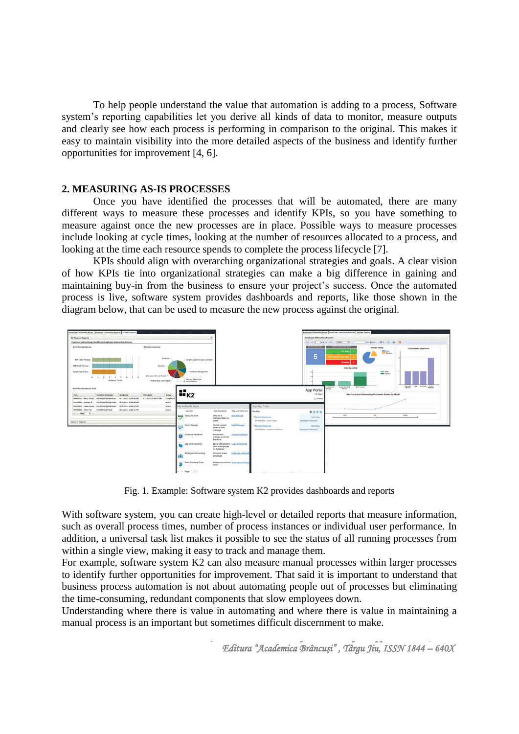To help people understand the value that automation is adding to a process, Software system's reporting capabilities let you derive all kinds of data to monitor, measure outputs and clearly see how each process is performing in comparison to the original. This makes it easy to maintain visibility into the more detailed aspects of the business and identify further opportunities for improvement [4, 6].

## 2. MEASURING AS-IS PROCESSES

Once you have identified the processes that will be automated, there are many different ways to measure these processes and identify KPIs, so you have something to measure against once the new processes are in place. Possible ways to measure processes include looking at cycle times, looking at the number of resources allocated to a process, and looking at the time each resource spends to complete the process lifecycle [7].

KPIs should align with overarching organizational strategies and goals. A clear vision of how KPIs tie into organizational strategies can make a big difference in gaining and maintaining buy-in from the business to ensure your project's success. Once the automated process is live, software system provides dashboards and reports, like those shown in the diagram below, that can be used to measure the new process against the original.

Fig. 1. Example: Software system K2 provides dashboards and reports

With software system, you can create high-level or detailed reports that measure information, such as overall process times, number of process instances or individual user performance. In addition, a universal task list makes it possible to see the status of all running processes from within a single view, making it easy to track and manage them.

For example, software system K2 can also measure manual processes within larger processes to identify further opportunities for improvement. That said it is important to understand that business process automation is not about automating people out of processes but eliminating the time-consuming, redundant components that slow employees down.

Understanding where there is value in automating and where there is value in maintaining a manual process is an important but sometimes difficult discernment to make.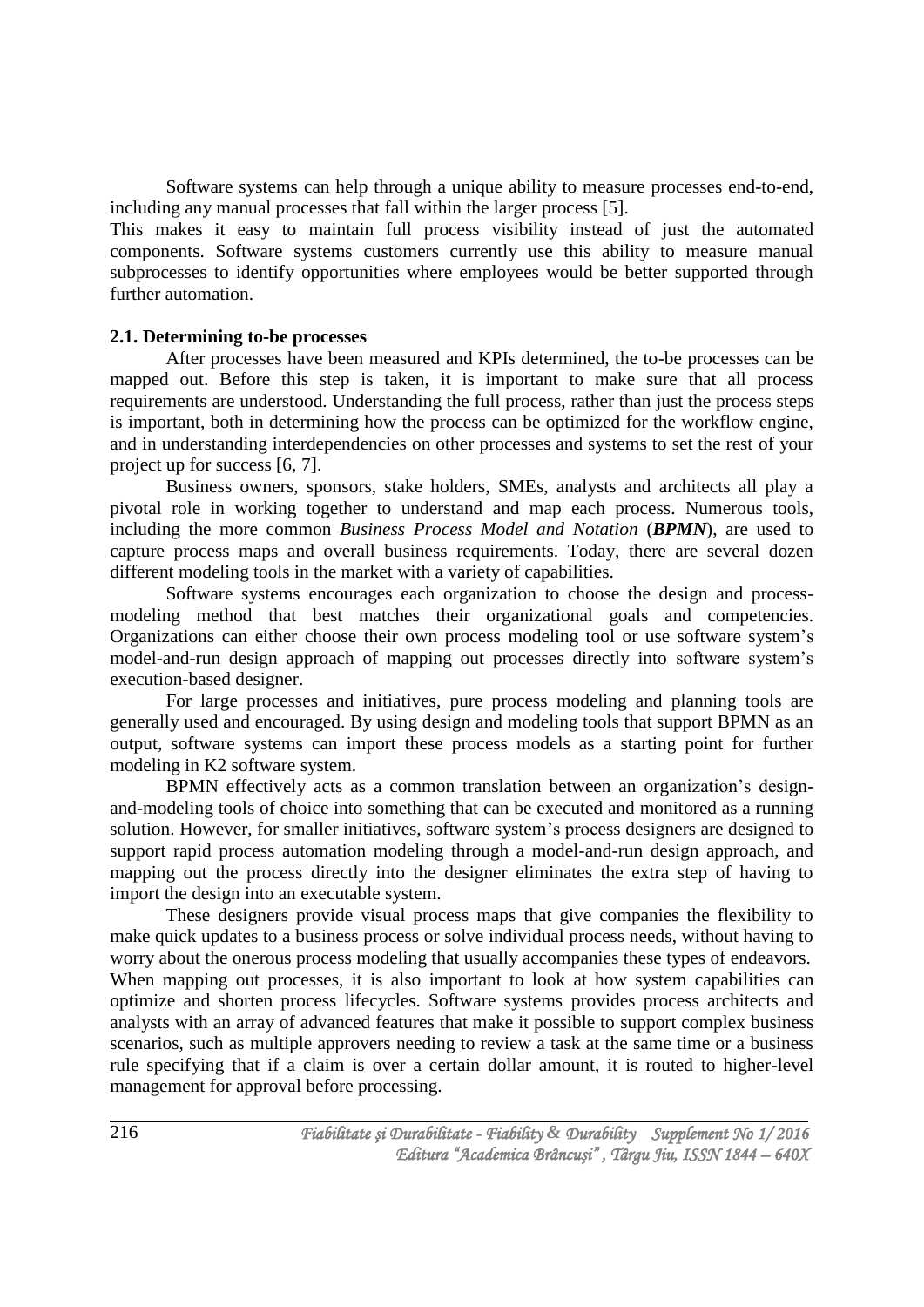Software systems can help through a unique ability to measure processes end-to-end, including any manual processes that fall within the larger process [5].

This makes it easy to maintain full process visibility instead of just the automated components. Software systems customers currently use this ability to measure manual subprocesses to identify opportunities where employees would be better supported through further automation.

### 2.1. Determining to-be processes

After processes have been measured and KPIs determined, the to-be processes can be mapped out. Before this step is taken, it is important to make sure that all process requirements are understood. Understanding the full process, rather than just the process steps is important, both in determining how the process can be optimized for the workflow engine, and in understanding interdependencies on other processes and systems to set the rest of your project up for success [6, 7].

Business owners, sponsors, stake holders, SMEs, analysts and architects all play a pivotal role in working together to understand and map each process. Numerous tools, including the more common *Business Process Model and Notation* (***BPMN***), are used to capture process maps and overall business requirements. Today, there are several dozen different modeling tools in the market with a variety of capabilities.

Software systems encourages each organization to choose the design and process-modeling method that best matches their organizational goals and competencies. Organizations can either choose their own process modeling tool or use software system's model-and-run design approach of mapping out processes directly into software system's execution-based designer.

For large processes and initiatives, pure process modeling and planning tools are generally used and encouraged. By using design and modeling tools that support BPMN as an output, software systems can import these process models as a starting point for further modeling in K2 software system.

BPMN effectively acts as a common translation between an organization's design-and-modeling tools of choice into something that can be executed and monitored as a running solution. However, for smaller initiatives, software system's process designers are designed to support rapid process automation modeling through a model-and-run design approach, and mapping out the process directly into the designer eliminates the extra step of having to import the design into an executable system.

These designers provide visual process maps that give companies the flexibility to make quick updates to a business process or solve individual process needs, without having to worry about the onerous process modeling that usually accompanies these types of endeavors. When mapping out processes, it is also important to look at how system capabilities can optimize and shorten process lifecycles. Software systems provides process architects and analysts with an array of advanced features that make it possible to support complex business scenarios, such as multiple approvers needing to review a task at the same time or a business rule specifying that if a claim is over a certain dollar amount, it is routed to higher-level management for approval before processing.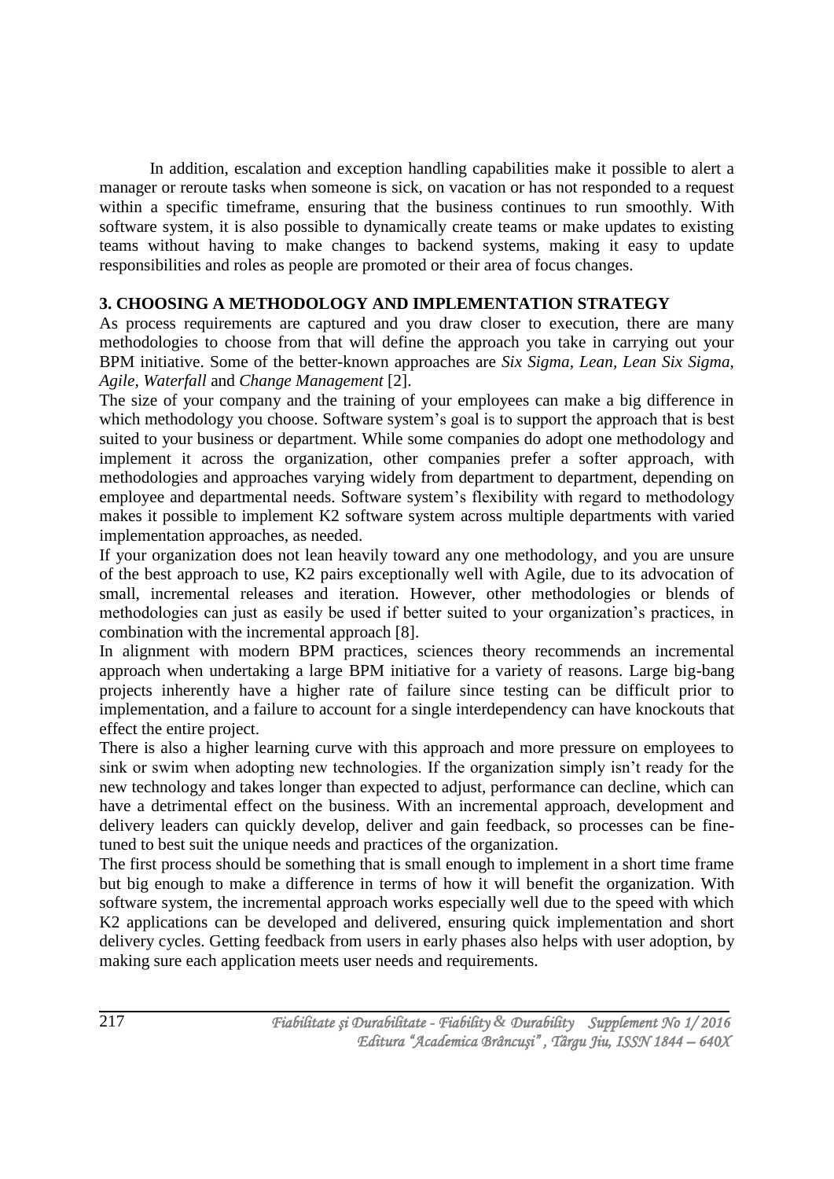In addition, escalation and exception handling capabilities make it possible to alert a manager or reroute tasks when someone is sick, on vacation or has not responded to a request within a specific timeframe, ensuring that the business continues to run smoothly. With software system, it is also possible to dynamically create teams or make updates to existing teams without having to make changes to backend systems, making it easy to update responsibilities and roles as people are promoted or their area of focus changes.

## 3. CHOOSING A METHODOLOGY AND IMPLEMENTATION STRATEGY

As process requirements are captured and you draw closer to execution, there are many methodologies to choose from that will define the approach you take in carrying out your BPM initiative. Some of the better-known approaches are *Six Sigma, Lean, Lean Six Sigma, Agile, Waterfall* and *Change Management* [2].

The size of your company and the training of your employees can make a big difference in which methodology you choose. Software system's goal is to support the approach that is best suited to your business or department. While some companies do adopt one methodology and implement it across the organization, other companies prefer a softer approach, with methodologies and approaches varying widely from department to department, depending on employee and departmental needs. Software system's flexibility with regard to methodology makes it possible to implement K2 software system across multiple departments with varied implementation approaches, as needed.

If your organization does not lean heavily toward any one methodology, and you are unsure of the best approach to use, K2 pairs exceptionally well with Agile, due to its advocation of small, incremental releases and iteration. However, other methodologies or blends of methodologies can just as easily be used if better suited to your organization's practices, in combination with the incremental approach [8].

In alignment with modern BPM practices, sciences theory recommends an incremental approach when undertaking a large BPM initiative for a variety of reasons. Large big-bang projects inherently have a higher rate of failure since testing can be difficult prior to implementation, and a failure to account for a single interdependency can have knockouts that effect the entire project.

There is also a higher learning curve with this approach and more pressure on employees to sink or swim when adopting new technologies. If the organization simply isn't ready for the new technology and takes longer than expected to adjust, performance can decline, which can have a detrimental effect on the business. With an incremental approach, development and delivery leaders can quickly develop, deliver and gain feedback, so processes can be fine-tuned to best suit the unique needs and practices of the organization.

The first process should be something that is small enough to implement in a short time frame but big enough to make a difference in terms of how it will benefit the organization. With software system, the incremental approach works especially well due to the speed with which K2 applications can be developed and delivered, ensuring quick implementation and short delivery cycles. Getting feedback from users in early phases also helps with user adoption, by making sure each application meets user needs and requirements.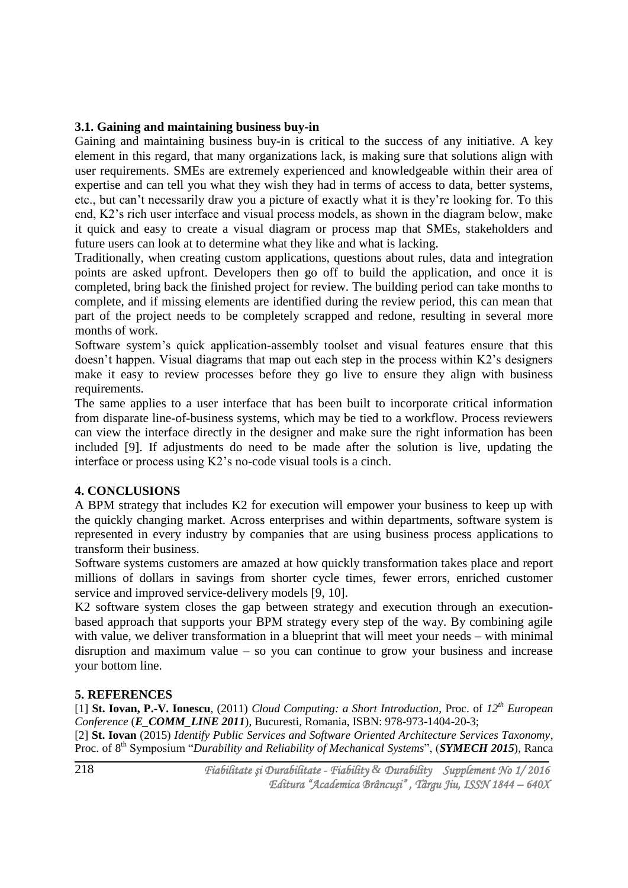### 3.1. Gaining and maintaining business buy-in

Gaining and maintaining business buy-in is critical to the success of any initiative. A key element in this regard, that many organizations lack, is making sure that solutions align with user requirements. SMEs are extremely experienced and knowledgeable within their area of expertise and can tell you what they wish they had in terms of access to data, better systems, etc., but can't necessarily draw you a picture of exactly what it is they're looking for. To this end, K2's rich user interface and visual process models, as shown in the diagram below, make it quick and easy to create a visual diagram or process map that SMEs, stakeholders and future users can look at to determine what they like and what is lacking.

Traditionally, when creating custom applications, questions about rules, data and integration points are asked upfront. Developers then go off to build the application, and once it is completed, bring back the finished project for review. The building period can take months to complete, and if missing elements are identified during the review period, this can mean that part of the project needs to be completely scrapped and redone, resulting in several more months of work.

Software system's quick application-assembly toolset and visual features ensure that this doesn't happen. Visual diagrams that map out each step in the process within K2's designers make it easy to review processes before they go live to ensure they align with business requirements.

The same applies to a user interface that has been built to incorporate critical information from disparate line-of-business systems, which may be tied to a workflow. Process reviewers can view the interface directly in the designer and make sure the right information has been included [9]. If adjustments do need to be made after the solution is live, updating the interface or process using K2's no-code visual tools is a cinch.

## 4. CONCLUSIONS

A BPM strategy that includes K2 for execution will empower your business to keep up with the quickly changing market. Across enterprises and within departments, software system is represented in every industry by companies that are using business process applications to transform their business.

Software systems customers are amazed at how quickly transformation takes place and report millions of dollars in savings from shorter cycle times, fewer errors, enriched customer service and improved service-delivery models [9, 10].

K2 software system closes the gap between strategy and execution through an execution-based approach that supports your BPM strategy every step of the way. By combining agile with value, we deliver transformation in a blueprint that will meet your needs – with minimal disruption and maximum value – so you can continue to grow your business and increase your bottom line.

## 5. REFERENCES

[1] **St. Iovan, P.-V. Ionescu**, (2011) *Cloud Computing: a Short Introduction*, Proc. of *12th European Conference* (***E_COMM_LINE 2011***), Bucuresti, Romania, ISBN: 978-973-1404-20-3;

[2] **St. Iovan** (2015) *Identify Public Services and Software Oriented Architecture Services Taxonomy*, Proc. of 8th Symposium "*Durability and Reliability of Mechanical Systems*", (***SYMECH 2015***), Ranca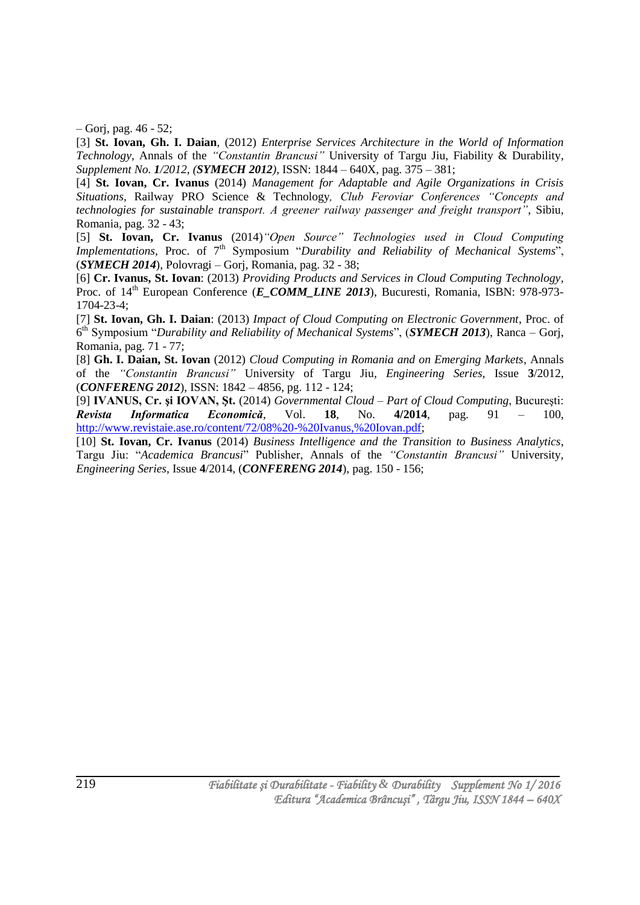– Gorj, pag. 46 - 52;

[3] **St. Iovan, Gh. I. Daian**, (2012) *Enterprise Services Architecture in the World of Information Technology*, Annals of the *"Constantin Brancusi"* University of Targu Jiu, Fiability & Durability, *Supplement No. **1**/2012, (**SYMECH 2012**)*, ISSN: 1844 – 640X, pag. 375 – 381;

[4] **St. Iovan, Cr. Ivanus** (2014) *Management for Adaptable and Agile Organizations in Crisis Situations*, Railway PRO Science & Technology*, Club Feroviar Conferences "Concepts and technologies for sustainable transport. A greener railway passenger and freight transport"*, Sibiu, Romania, pag. 32 - 43;

[5] **St. Iovan, Cr. Ivanus** (2014)*"Open Source" Technologies used in Cloud Computing Implementations*, Proc. of 7th Symposium "*Durability and Reliability of Mechanical Systems*", (***SYMECH 2014***), Polovragi – Gorj, Romania, pag. 32 - 38;

[6] **Cr. Ivanus, St. Iovan**: (2013) *Providing Products and Services in Cloud Computing Technology*, Proc. of 14th European Conference (***E_COMM_LINE 2013***), Bucuresti, Romania, ISBN: 978-973-1704-23-4;

[7] **St. Iovan, Gh. I. Daian**: (2013) *Impact of Cloud Computing on Electronic Government*, Proc. of 6th Symposium "*Durability and Reliability of Mechanical Systems*", (***SYMECH 2013***), Ranca – Gorj, Romania, pag. 71 - 77;

[8] **Gh. I. Daian, St. Iovan** (2012) *Cloud Computing in Romania and on Emerging Markets*, Annals of the *"Constantin Brancusi"* University of Targu Jiu*, Engineering Series,* Issue **3**/2012, (***CONFERENG 2012***), ISSN: 1842 – 4856, pg. 112 - 124;

[9] **IVANUS, Cr. şi IOVAN, Şt.** (2014) *Governmental Cloud – Part of Cloud Computing*, Bucureşti: ***Revista Informatica Economică***, Vol. **18**, No. **4/2014**, pag. 91 – 100, http://www.revistaie.ase.ro/content/72/08%20-%20Ivanus,%20Iovan.pdf;

[10] **St. Iovan, Cr. Ivanus** (2014) *Business Intelligence and the Transition to Business Analytics*, Targu Jiu: "*Academica Brancusi*" Publisher, Annals of the *"Constantin Brancusi"* University*, Engineering Series*, Issue **4**/2014, (***CONFERENG 2014***), pag. 150 - 156;